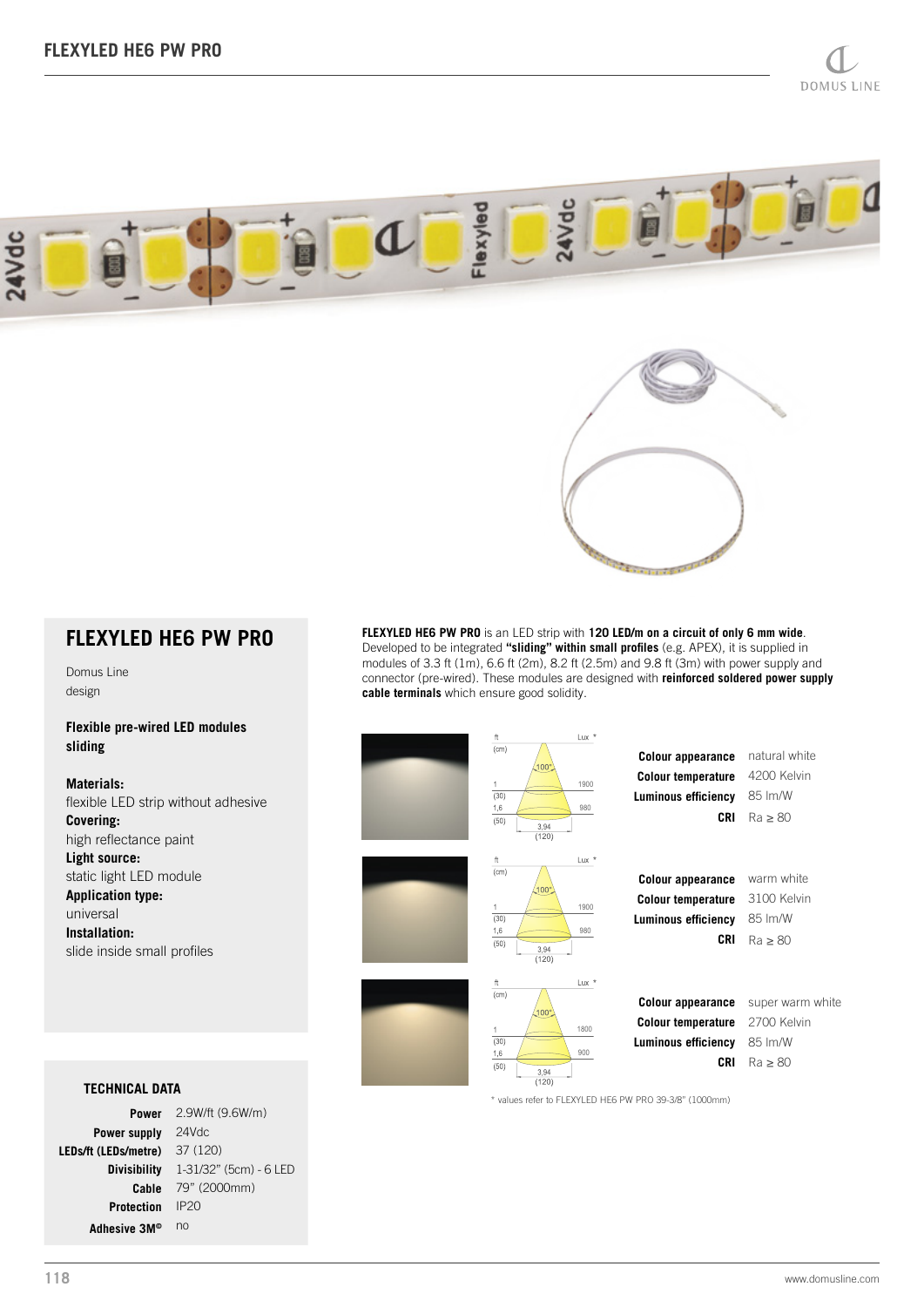# FLEXYLED HE6 PW PRO

Domus Line
design

**Flexible pre-wired LED modules sliding**

**Materials:**
flexible LED strip without adhesive
**Covering:**
high reflectance paint
**Light source:**
static light LED module
**Application type:**
universal
**Installation:**
slide inside small profiles

**FLEXYLED HE6 PW PRO** is an LED strip with **120 LED/m on a circuit of only 6 mm wide**. Developed to be integrated **"sliding" within small profiles** (e.g. APEX), it is supplied in modules of 3.3 ft (1m), 6.6 ft (2m), 8.2 ft (2.5m) and 9.8 ft (3m) with power supply and connector (pre-wired). These modules are designed with **reinforced soldered power supply cable terminals** which ensure good solidity.

### TECHNICAL DATA

| | |
|---|---|
| **Power** | 2.9W/ft (9.6W/m) |
| **Power supply** | 24Vdc |
| **LEDs/ft (LEDs/metre)** | 37 (120) |
| **Divisibility** | 1-31/32" (5cm) - 6 LED |
| **Cable** | 79" (2000mm) |
| **Protection** | IP20 |
| **Adhesive 3M®** | no |

| Beam | ft (cm) | Lux * |
|---|---|---|
| 100° | 1 (30) | 1900 |
| | 1,6 (50) | 980 |
| | 3,94 (120) | |

| | |
|---|---|
| **Colour appearance** | natural white |
| **Colour temperature** | 4200 Kelvin |
| **Luminous efficiency** | 85 lm/W |
| **CRI** | Ra ≥ 80 |

| Beam | ft (cm) | Lux * |
|---|---|---|
| 100° | 1 (30) | 1900 |
| | 1,6 (50) | 980 |
| | 3,94 (120) | |

| | |
|---|---|
| **Colour appearance** | warm white |
| **Colour temperature** | 3100 Kelvin |
| **Luminous efficiency** | 85 lm/W |
| **CRI** | Ra ≥ 80 |

| Beam | ft (cm) | Lux * |
|---|---|---|
| 100° | 1 (30) | 1800 |
| | 1,6 (50) | 900 |
| | 3,94 (120) | |

| | |
|---|---|
| **Colour appearance** | super warm white |
| **Colour temperature** | 2700 Kelvin |
| **Luminous efficiency** | 85 lm/W |
| **CRI** | Ra ≥ 80 |

\* values refer to FLEXYLED HE6 PW PRO 39-3/8" (1000mm)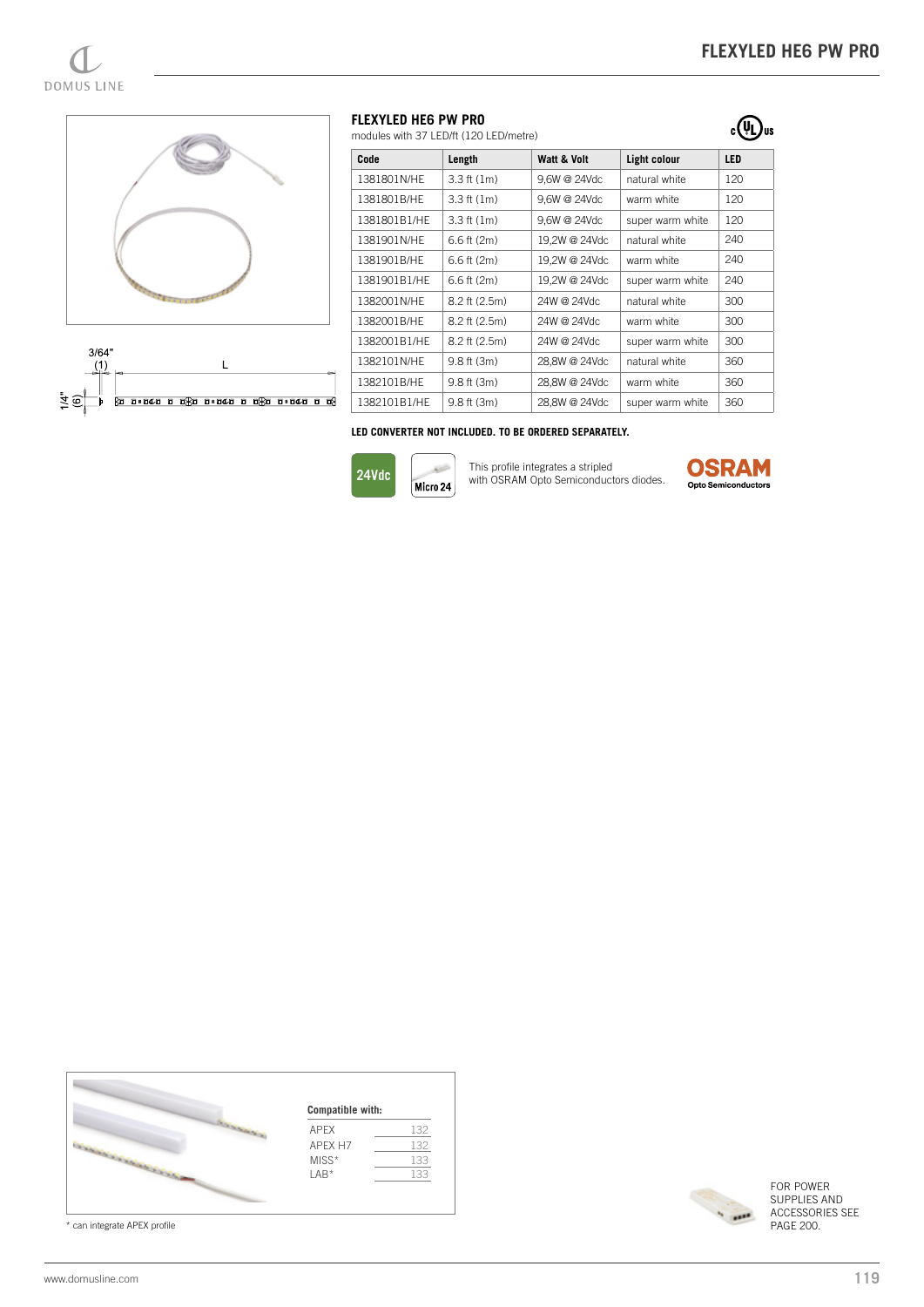## FLEXYLED HE6 PW PRO

modules with 37 LED/ft (120 LED/metre)

| Code | Length | Watt & Volt | Light colour | LED |
|---|---|---|---|---|
| 1381801N/HE | 3.3 ft (1m) | 9,6W @ 24Vdc | natural white | 120 |
| 1381801B/HE | 3.3 ft (1m) | 9,6W @ 24Vdc | warm white | 120 |
| 1381801B1/HE | 3.3 ft (1m) | 9,6W @ 24Vdc | super warm white | 120 |
| 1381901N/HE | 6.6 ft (2m) | 19,2W @ 24Vdc | natural white | 240 |
| 1381901B/HE | 6.6 ft (2m) | 19,2W @ 24Vdc | warm white | 240 |
| 1381901B1/HE | 6.6 ft (2m) | 19,2W @ 24Vdc | super warm white | 240 |
| 1382001N/HE | 8.2 ft (2.5m) | 24W @ 24Vdc | natural white | 300 |
| 1382001B/HE | 8.2 ft (2.5m) | 24W @ 24Vdc | warm white | 300 |
| 1382001B1/HE | 8.2 ft (2.5m) | 24W @ 24Vdc | super warm white | 300 |
| 1382101N/HE | 9.8 ft (3m) | 28,8W @ 24Vdc | natural white | 360 |
| 1382101B/HE | 9.8 ft (3m) | 28,8W @ 24Vdc | warm white | 360 |
| 1382101B1/HE | 9.8 ft (3m) | 28,8W @ 24Vdc | super warm white | 360 |

3/64" (1) L 1/4" (6)

**LED CONVERTER NOT INCLUDED. TO BE ORDERED SEPARATELY.**

24Vdc Micro 24

This profile integrates a stripled with OSRAM Opto Semiconductors diodes.

OSRAM Opto Semiconductors

**Compatible with:**

| | |
|---|---|
| APEX | 132 |
| APEX H7 | 132 |
| MISS* | 133 |
| LAB* | 133 |

\* can integrate APEX profile

FOR POWER SUPPLIES AND ACCESSORIES SEE PAGE 200.

www.domusline.com